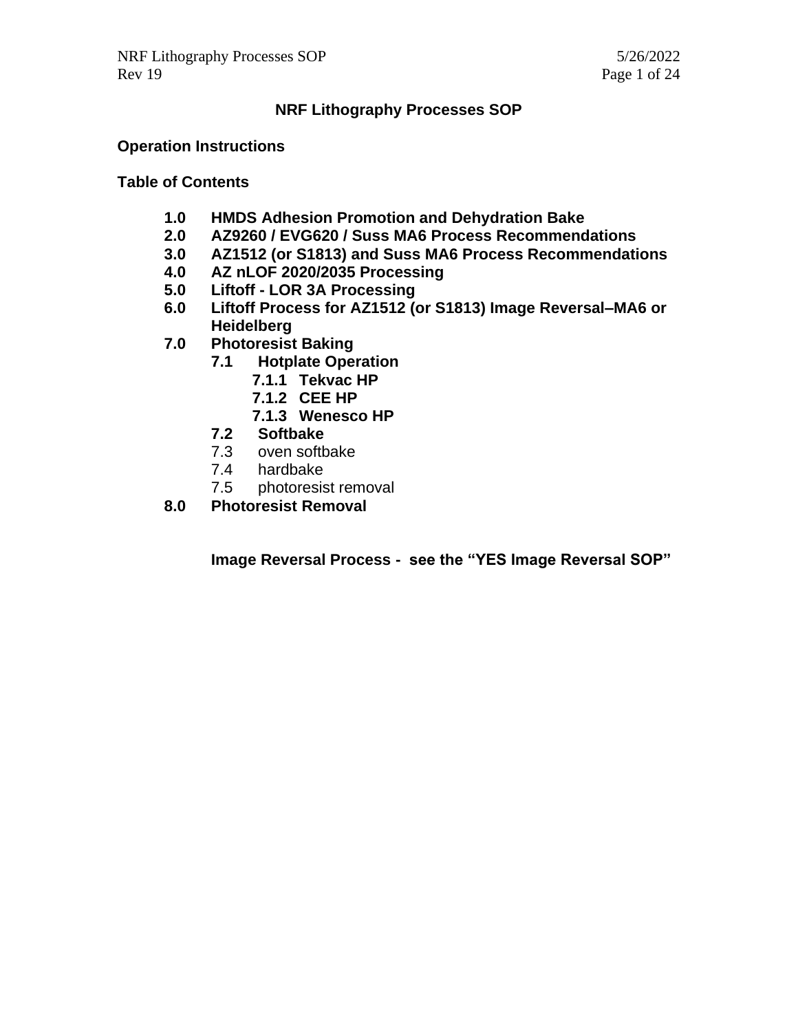# NRF Lithography Processes SOP

## Operation Instructions

## Table of Contents

- **1.0 HMDS Adhesion Promotion and Dehydration Bake**
- **2.0 AZ9260 / EVG620 / Suss MA6 Process Recommendations**
- **3.0 AZ1512 (or S1813) and Suss MA6 Process Recommendations**
- **4.0 AZ nLOF 2020/2035 Processing**
- **5.0 Liftoff - LOR 3A Processing**
- **6.0 Liftoff Process for AZ1512 (or S1813) Image Reversal–MA6 or Heidelberg**
- **7.0 Photoresist Baking**
  - **7.1 Hotplate Operation**
    - **7.1.1 Tekvac HP**
    - **7.1.2 CEE HP**
    - **7.1.3 Wenesco HP**
  - **7.2 Softbake**
  - 7.3 oven softbake
  - 7.4 hardbake
  - 7.5 photoresist removal
- **8.0 Photoresist Removal**

**Image Reversal Process - see the “YES Image Reversal SOP”**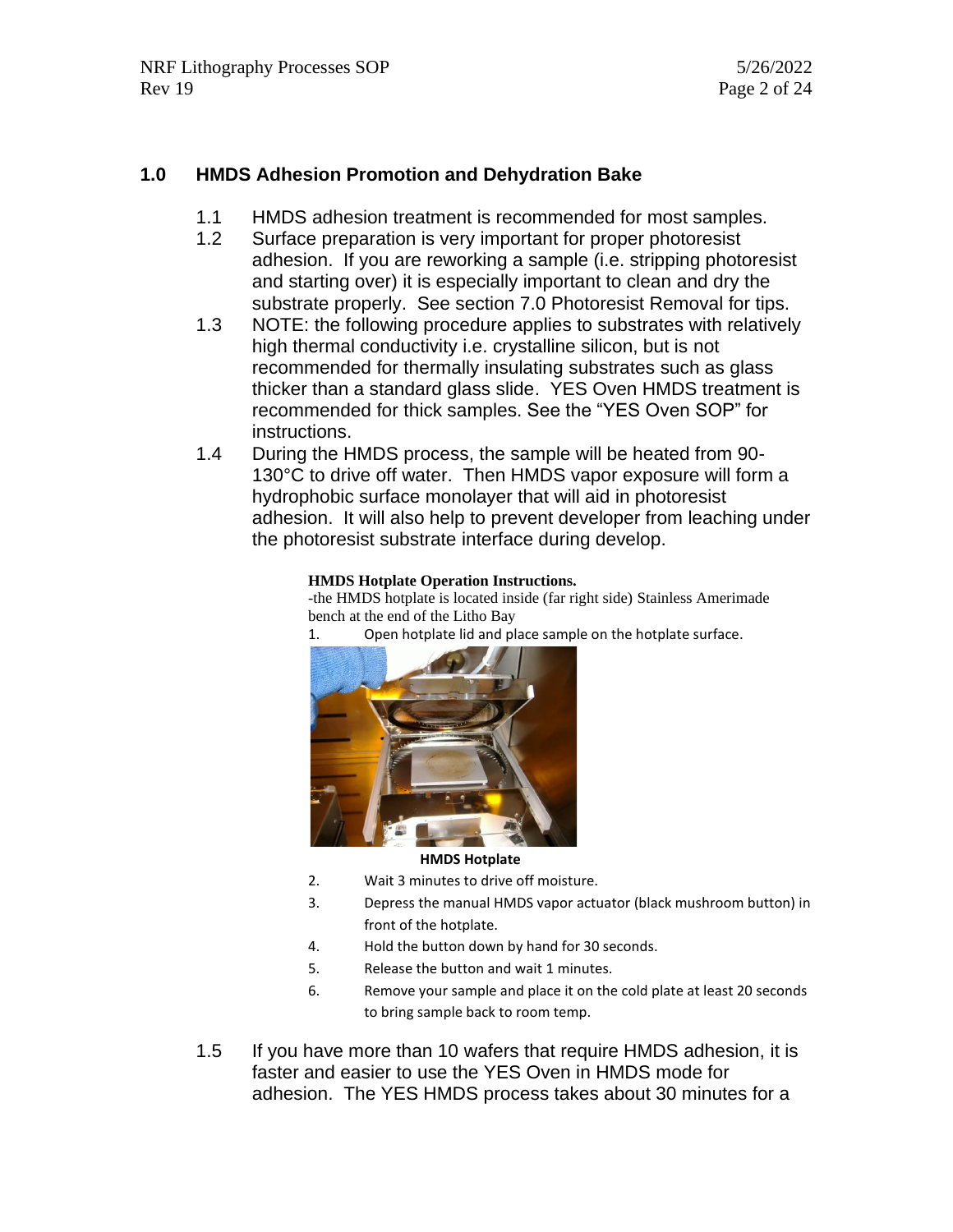## 1.0 HMDS Adhesion Promotion and Dehydration Bake

1.1 HMDS adhesion treatment is recommended for most samples.

1.2 Surface preparation is very important for proper photoresist adhesion. If you are reworking a sample (i.e. stripping photoresist and starting over) it is especially important to clean and dry the substrate properly. See section 7.0 Photoresist Removal for tips.

1.3 NOTE: the following procedure applies to substrates with relatively high thermal conductivity i.e. crystalline silicon, but is not recommended for thermally insulating substrates such as glass thicker than a standard glass slide. YES Oven HMDS treatment is recommended for thick samples. See the "YES Oven SOP" for instructions.

1.4 During the HMDS process, the sample will be heated from 90-130°C to drive off water. Then HMDS vapor exposure will form a hydrophobic surface monolayer that will aid in photoresist adhesion. It will also help to prevent developer from leaching under the photoresist substrate interface during develop.

**HMDS Hotplate Operation Instructions.**

-the HMDS hotplate is located inside (far right side) Stainless Amerimade bench at the end of the Litho Bay

1. Open hotplate lid and place sample on the hotplate surface.

**HMDS Hotplate**

2. Wait 3 minutes to drive off moisture.
3. Depress the manual HMDS vapor actuator (black mushroom button) in front of the hotplate.
4. Hold the button down by hand for 30 seconds.
5. Release the button and wait 1 minutes.
6. Remove your sample and place it on the cold plate at least 20 seconds to bring sample back to room temp.

1.5 If you have more than 10 wafers that require HMDS adhesion, it is faster and easier to use the YES Oven in HMDS mode for adhesion. The YES HMDS process takes about 30 minutes for a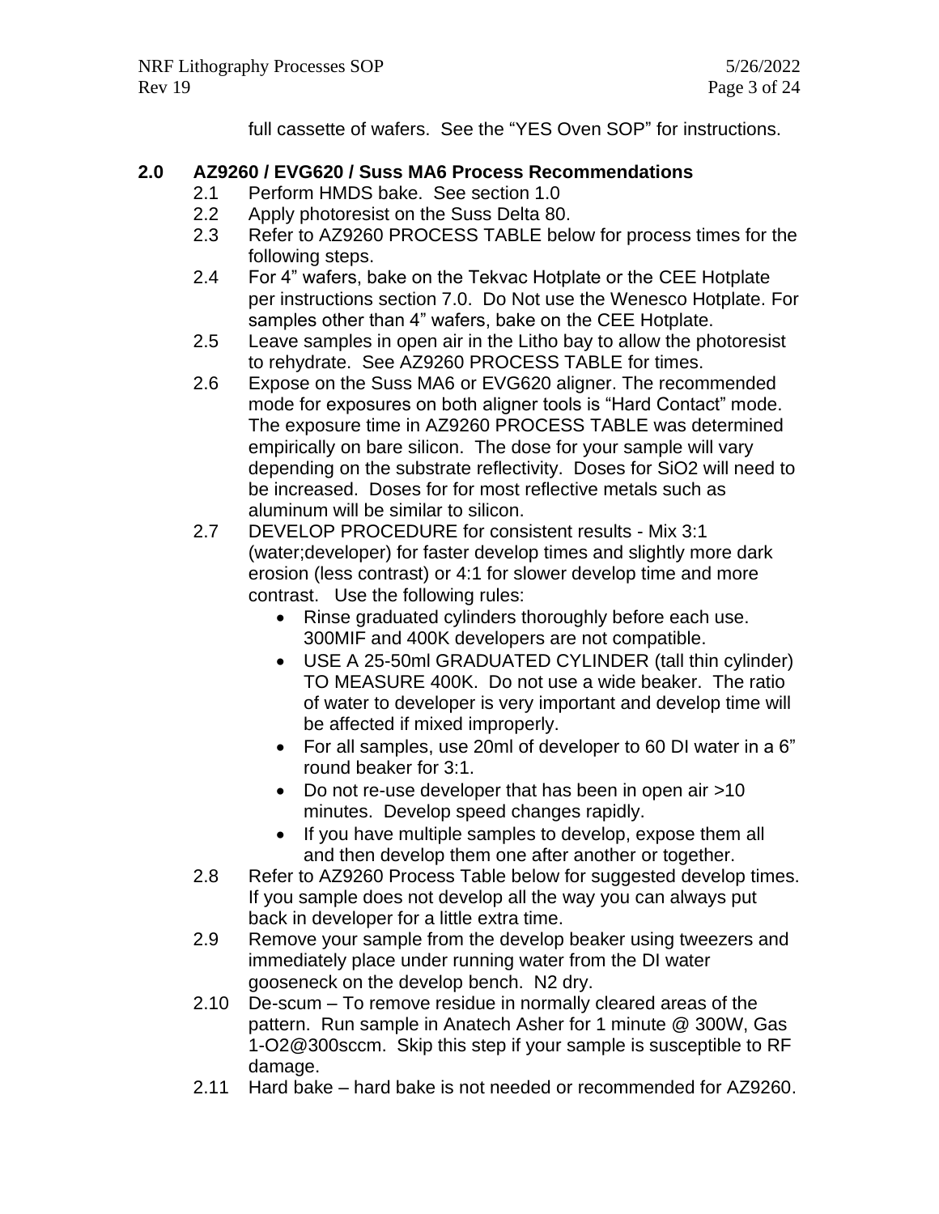full cassette of wafers. See the "YES Oven SOP" for instructions.

## 2.0 AZ9260 / EVG620 / Suss MA6 Process Recommendations

2.1 Perform HMDS bake. See section 1.0

2.2 Apply photoresist on the Suss Delta 80.

2.3 Refer to AZ9260 PROCESS TABLE below for process times for the following steps.

2.4 For 4" wafers, bake on the Tekvac Hotplate or the CEE Hotplate per instructions section 7.0. Do Not use the Wenesco Hotplate. For samples other than 4" wafers, bake on the CEE Hotplate.

2.5 Leave samples in open air in the Litho bay to allow the photoresist to rehydrate. See AZ9260 PROCESS TABLE for times.

2.6 Expose on the Suss MA6 or EVG620 aligner. The recommended mode for exposures on both aligner tools is "Hard Contact" mode. The exposure time in AZ9260 PROCESS TABLE was determined empirically on bare silicon. The dose for your sample will vary depending on the substrate reflectivity. Doses for $SiO_2$ will need to be increased. Doses for for most reflective metals such as aluminum will be similar to silicon.

2.7 DEVELOP PROCEDURE for consistent results - Mix 3:1 (water;developer) for faster develop times and slightly more dark erosion (less contrast) or 4:1 for slower develop time and more contrast. Use the following rules:

- Rinse graduated cylinders thoroughly before each use. 300MIF and 400K developers are not compatible.
- USE A 25-50ml GRADUATED CYLINDER (tall thin cylinder) TO MEASURE 400K. Do not use a wide beaker. The ratio of water to developer is very important and develop time will be affected if mixed improperly.
- For all samples, use 20ml of developer to 60 DI water in a 6" round beaker for 3:1.
- Do not re-use developer that has been in open air >10 minutes. Develop speed changes rapidly.
- If you have multiple samples to develop, expose them all and then develop them one after another or together.

2.8 Refer to AZ9260 Process Table below for suggested develop times. If you sample does not develop all the way you can always put back in developer for a little extra time.

2.9 Remove your sample from the develop beaker using tweezers and immediately place under running water from the DI water gooseneck on the develop bench. N2 dry.

2.10 De-scum – To remove residue in normally cleared areas of the pattern. Run sample in Anatech Asher for 1 minute @ 300W, Gas 1-O2@300sccm. Skip this step if your sample is susceptible to RF damage.

2.11 Hard bake – hard bake is not needed or recommended for AZ9260.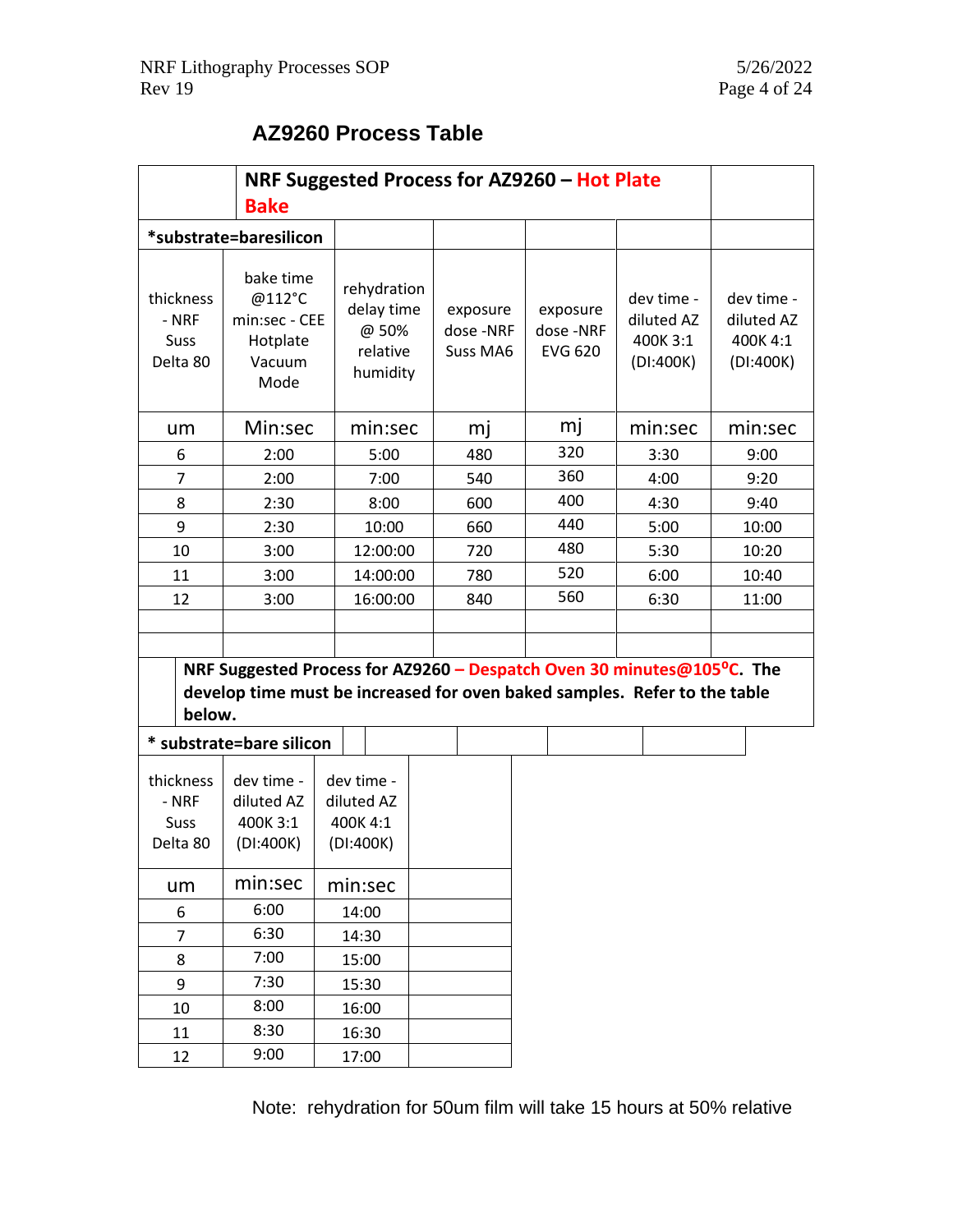## AZ9260 Process Table

| | NRF Suggested Process for AZ9260 – Hot Plate Bake | | | | | |
|---|---|---|---|---|---|---|
| *substrate=baresilicon | | | | | | |
| thickness - NRF Suss Delta 80 | bake time @112°C min:sec - CEE Hotplate Vacuum Mode | rehydration delay time @ 50% relative humidity | exposure dose -NRF Suss MA6 | exposure dose -NRF EVG 620 | dev time - diluted AZ 400K 3:1 (DI:400K) | dev time - diluted AZ 400K 4:1 (DI:400K) |
| um | Min:sec | min:sec | mj | mj | min:sec | min:sec |
| 6 | 2:00 | 5:00 | 480 | 320 | 3:30 | 9:00 |
| 7 | 2:00 | 7:00 | 540 | 360 | 4:00 | 9:20 |
| 8 | 2:30 | 8:00 | 600 | 400 | 4:30 | 9:40 |
| 9 | 2:30 | 10:00 | 660 | 440 | 5:00 | 10:00 |
| 10 | 3:00 | 12:00:00 | 720 | 480 | 5:30 | 10:20 |
| 11 | 3:00 | 14:00:00 | 780 | 520 | 6:00 | 10:40 |
| 12 | 3:00 | 16:00:00 | 840 | 560 | 6:30 | 11:00 |

**NRF Suggested Process for AZ9260 – Despatch Oven 30 minutes@105°C. The develop time must be increased for oven baked samples. Refer to the table below.**

| * substrate=bare silicon | | |
|---|---|---|
| thickness - NRF Suss Delta 80 | dev time - diluted AZ 400K 3:1 (DI:400K) | dev time - diluted AZ 400K 4:1 (DI:400K) |
| um | min:sec | min:sec |
| 6 | 6:00 | 14:00 |
| 7 | 6:30 | 14:30 |
| 8 | 7:00 | 15:00 |
| 9 | 7:30 | 15:30 |
| 10 | 8:00 | 16:00 |
| 11 | 8:30 | 16:30 |
| 12 | 9:00 | 17:00 |

Note: rehydration for 50um film will take 15 hours at 50% relative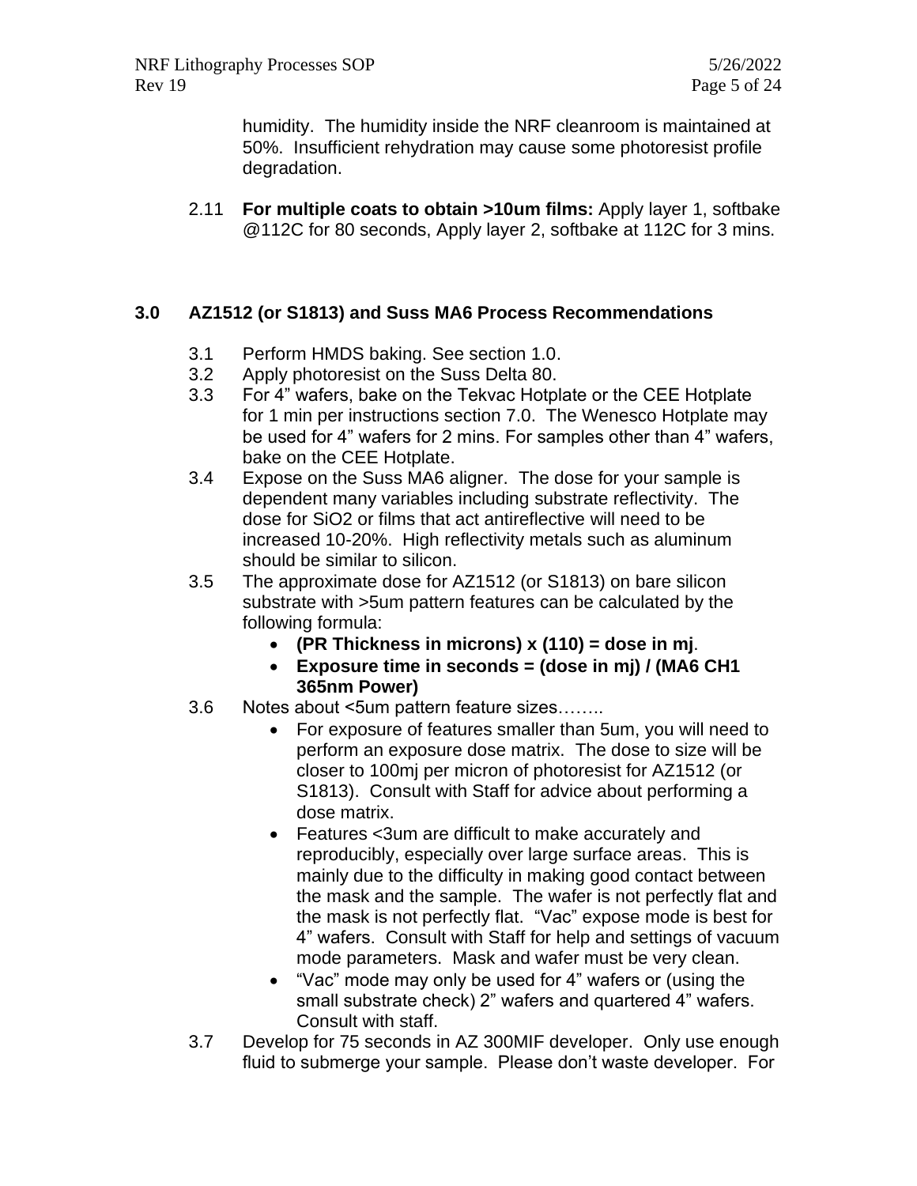humidity. The humidity inside the NRF cleanroom is maintained at 50%. Insufficient rehydration may cause some photoresist profile degradation.

2.11 **For multiple coats to obtain >10um films:** Apply layer 1, softbake @112C for 80 seconds, Apply layer 2, softbake at 112C for 3 mins.

## 3.0 AZ1512 (or S1813) and Suss MA6 Process Recommendations

3.1 Perform HMDS baking. See section 1.0.

3.2 Apply photoresist on the Suss Delta 80.

3.3 For 4" wafers, bake on the Tekvac Hotplate or the CEE Hotplate for 1 min per instructions section 7.0. The Wenesco Hotplate may be used for 4" wafers for 2 mins. For samples other than 4" wafers, bake on the CEE Hotplate.

3.4 Expose on the Suss MA6 aligner. The dose for your sample is dependent many variables including substrate reflectivity. The dose for SiO2 or films that act antireflective will need to be increased 10-20%. High reflectivity metals such as aluminum should be similar to silicon.

3.5 The approximate dose for AZ1512 (or S1813) on bare silicon substrate with >5um pattern features can be calculated by the following formula:

- **(PR Thickness in microns) x (110) = dose in mj**.
- **Exposure time in seconds = (dose in mj) / (MA6 CH1 365nm Power)**

3.6 Notes about <5um pattern feature sizes……..

- For exposure of features smaller than 5um, you will need to perform an exposure dose matrix. The dose to size will be closer to 100mj per micron of photoresist for AZ1512 (or S1813). Consult with Staff for advice about performing a dose matrix.
- Features <3um are difficult to make accurately and reproducibly, especially over large surface areas. This is mainly due to the difficulty in making good contact between the mask and the sample. The wafer is not perfectly flat and the mask is not perfectly flat. "Vac" expose mode is best for 4" wafers. Consult with Staff for help and settings of vacuum mode parameters. Mask and wafer must be very clean.
- "Vac" mode may only be used for 4" wafers or (using the small substrate check) 2" wafers and quartered 4" wafers. Consult with staff.

3.7 Develop for 75 seconds in AZ 300MIF developer. Only use enough fluid to submerge your sample. Please don't waste developer. For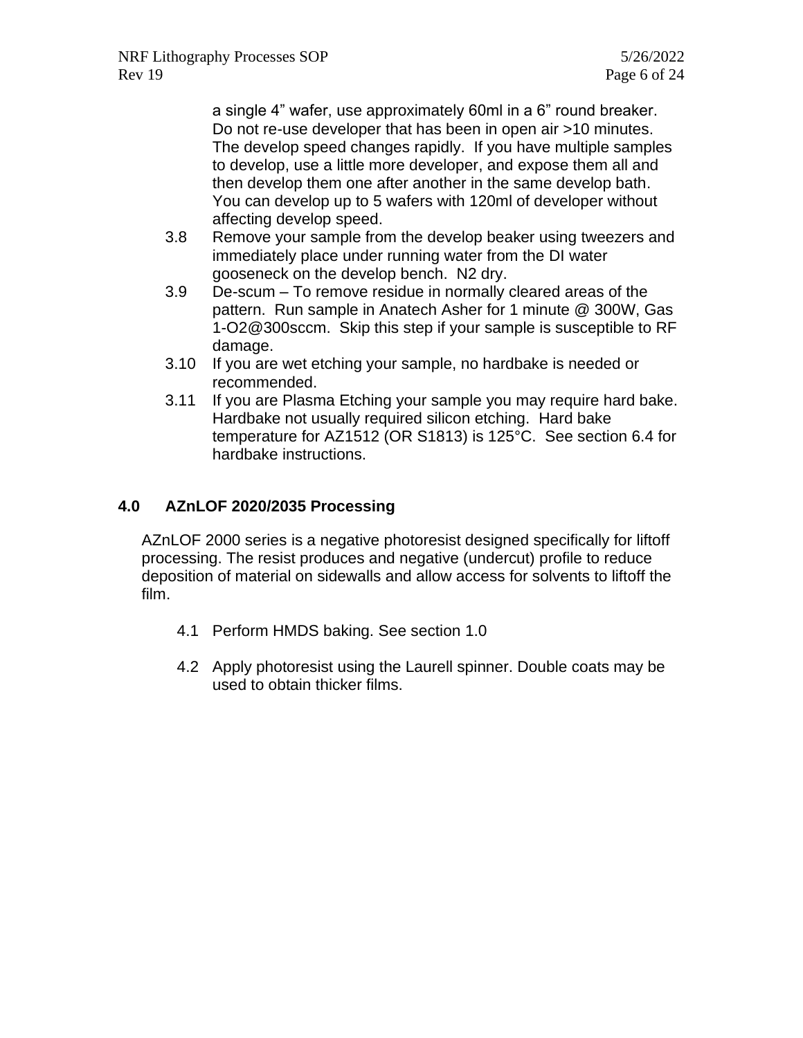a single 4” wafer, use approximately 60ml in a 6” round breaker. Do not re-use developer that has been in open air >10 minutes. The develop speed changes rapidly. If you have multiple samples to develop, use a little more developer, and expose them all and then develop them one after another in the same develop bath. You can develop up to 5 wafers with 120ml of developer without affecting develop speed.

3.8 Remove your sample from the develop beaker using tweezers and immediately place under running water from the DI water gooseneck on the develop bench. N2 dry.

3.9 De-scum – To remove residue in normally cleared areas of the pattern. Run sample in Anatech Asher for 1 minute @ 300W, Gas 1-O2@300sccm. Skip this step if your sample is susceptible to RF damage.

3.10 If you are wet etching your sample, no hardbake is needed or recommended.

3.11 If you are Plasma Etching your sample you may require hard bake. Hardbake not usually required silicon etching. Hard bake temperature for AZ1512 (OR S1813) is 125°C. See section 6.4 for hardbake instructions.

## 4.0 AZnLOF 2020/2035 Processing

AZnLOF 2000 series is a negative photoresist designed specifically for liftoff processing. The resist produces and negative (undercut) profile to reduce deposition of material on sidewalls and allow access for solvents to liftoff the film.

4.1 Perform HMDS baking. See section 1.0

4.2 Apply photoresist using the Laurell spinner. Double coats may be used to obtain thicker films.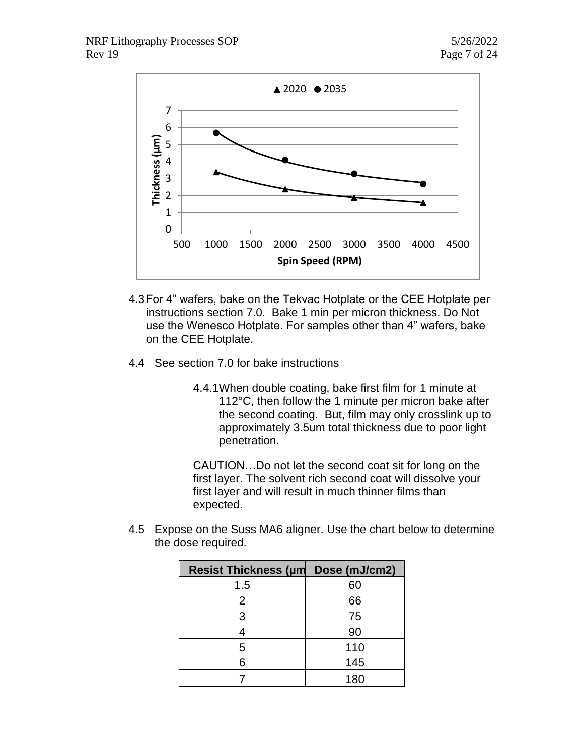▲ 2020 ● 2035

Thickness (µm)

Spin Speed (RPM)

4.3 For 4" wafers, bake on the Tekvac Hotplate or the CEE Hotplate per instructions section 7.0. Bake 1 min per micron thickness. Do Not use the Wenesco Hotplate. For samples other than 4" wafers, bake on the CEE Hotplate.

4.4 See section 7.0 for bake instructions

4.4.1 When double coating, bake first film for 1 minute at 112°C, then follow the 1 minute per micron bake after the second coating. But, film may only crosslink up to approximately 3.5um total thickness due to poor light penetration.

CAUTION…Do not let the second coat sit for long on the first layer. The solvent rich second coat will dissolve your first layer and will result in much thinner films than expected.

4.5 Expose on the Suss MA6 aligner. Use the chart below to determine the dose required.

| Resist Thickness (µm | Dose (mJ/cm2) |
|---|---|
| 1.5 | 60 |
| 2 | 66 |
| 3 | 75 |
| 4 | 90 |
| 5 | 110 |
| 6 | 145 |
| 7 | 180 |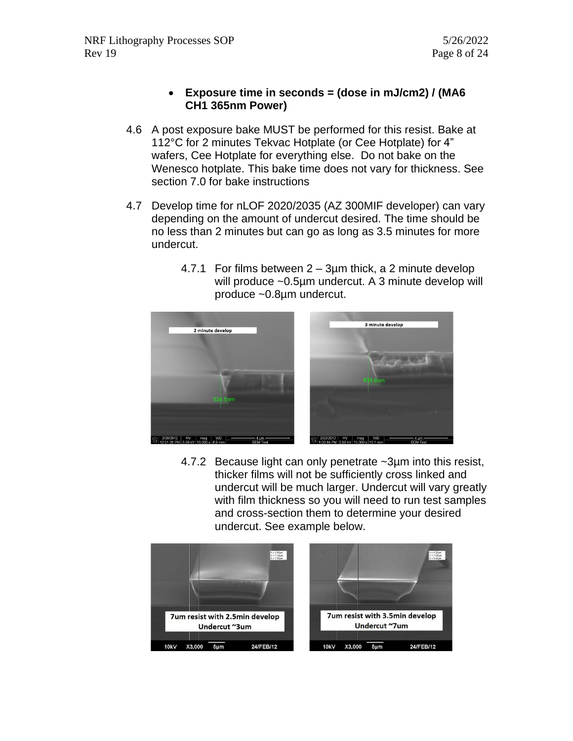- **Exposure time in seconds = (dose in mJ/cm2) / (MA6 CH1 365nm Power)**

4.6 A post exposure bake MUST be performed for this resist. Bake at 112°C for 2 minutes Tekvac Hotplate (or Cee Hotplate) for 4" wafers, Cee Hotplate for everything else. Do not bake on the Wenesco hotplate. This bake time does not vary for thickness. See section 7.0 for bake instructions

4.7 Develop time for nLOF 2020/2035 (AZ 300MIF developer) can vary depending on the amount of undercut desired. The time should be no less than 2 minutes but can go as long as 3.5 minutes for more undercut.

4.7.1 For films between 2 – 3µm thick, a 2 minute develop will produce ~0.5µm undercut. A 3 minute develop will produce ~0.8µm undercut.

4.7.2 Because light can only penetrate ~3µm into this resist, thicker films will not be sufficiently cross linked and undercut will be much larger. Undercut will vary greatly with film thickness so you will need to run test samples and cross-section them to determine your desired undercut. See example below.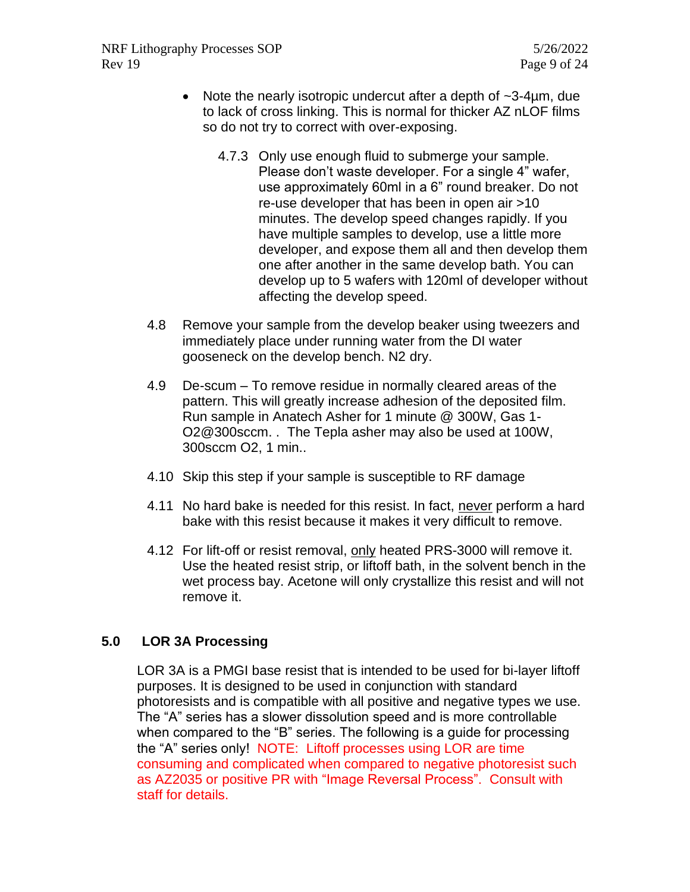- Note the nearly isotropic undercut after a depth of ~3-4µm, due to lack of cross linking. This is normal for thicker AZ nLOF films so do not try to correct with over-exposing.

4.7.3 Only use enough fluid to submerge your sample. Please don't waste developer. For a single 4" wafer, use approximately 60ml in a 6" round breaker. Do not re-use developer that has been in open air >10 minutes. The develop speed changes rapidly. If you have multiple samples to develop, use a little more developer, and expose them all and then develop them one after another in the same develop bath. You can develop up to 5 wafers with 120ml of developer without affecting the develop speed.

4.8 Remove your sample from the develop beaker using tweezers and immediately place under running water from the DI water gooseneck on the develop bench. N2 dry.

4.9 De-scum – To remove residue in normally cleared areas of the pattern. This will greatly increase adhesion of the deposited film. Run sample in Anatech Asher for 1 minute @ 300W, Gas 1-O2@300sccm. . The Tepla asher may also be used at 100W, 300sccm O2, 1 min..

4.10 Skip this step if your sample is susceptible to RF damage

4.11 No hard bake is needed for this resist. In fact, <u>never</u> perform a hard bake with this resist because it makes it very difficult to remove.

4.12 For lift-off or resist removal, <u>only</u> heated PRS-3000 will remove it. Use the heated resist strip, or liftoff bath, in the solvent bench in the wet process bay. Acetone will only crystallize this resist and will not remove it.

## 5.0 LOR 3A Processing

LOR 3A is a PMGI base resist that is intended to be used for bi-layer liftoff purposes. It is designed to be used in conjunction with standard photoresists and is compatible with all positive and negative types we use. The "A" series has a slower dissolution speed and is more controllable when compared to the "B" series. The following is a guide for processing the "A" series only! NOTE: Liftoff processes using LOR are time consuming and complicated when compared to negative photoresist such as AZ2035 or positive PR with "Image Reversal Process". Consult with staff for details.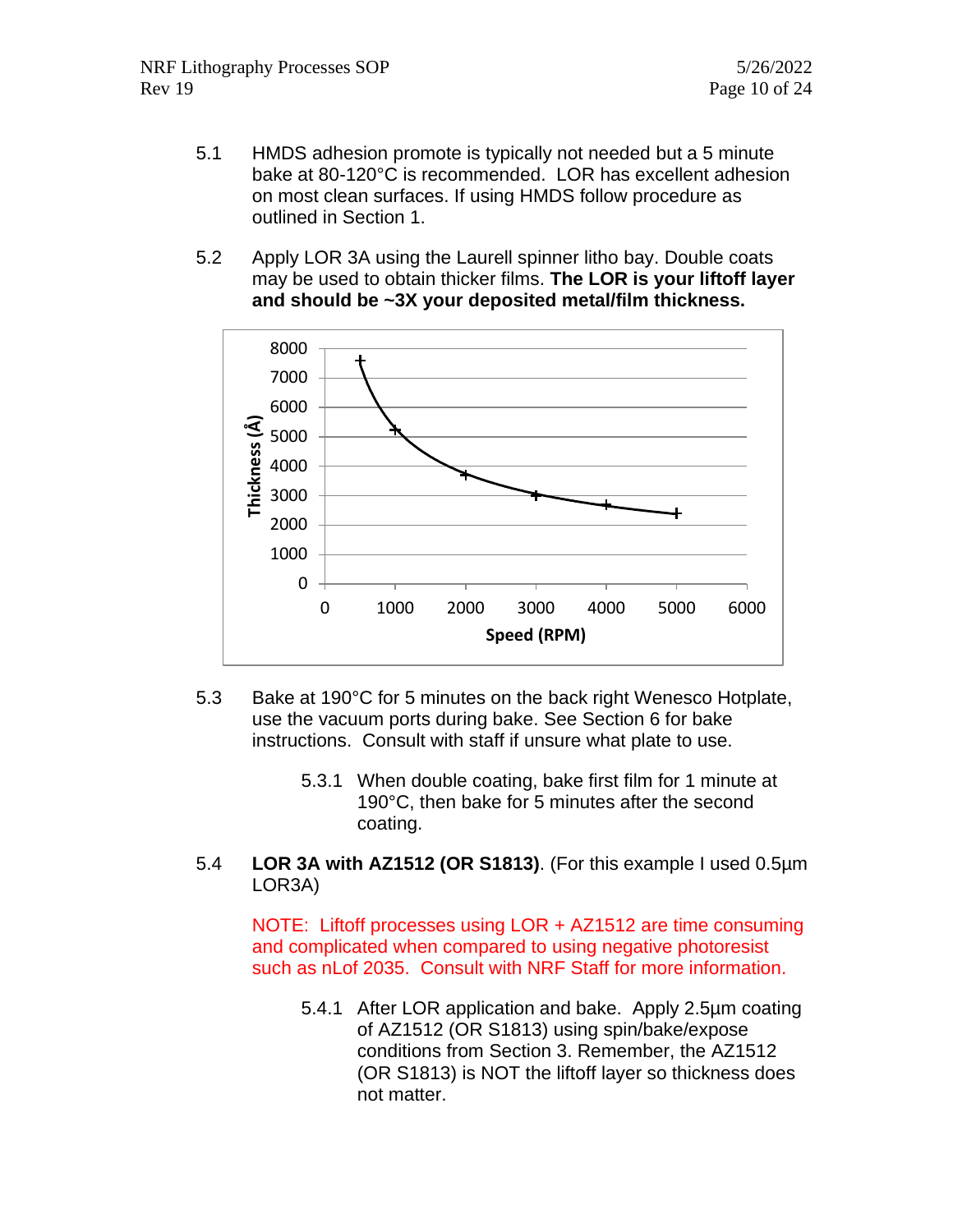5.1 HMDS adhesion promote is typically not needed but a 5 minute bake at 80-120°C is recommended. LOR has excellent adhesion on most clean surfaces. If using HMDS follow procedure as outlined in Section 1.

5.2 Apply LOR 3A using the Laurell spinner litho bay. Double coats may be used to obtain thicker films. **The LOR is your liftoff layer and should be ~3X your deposited metal/film thickness.**

5.3 Bake at 190°C for 5 minutes on the back right Wenesco Hotplate, use the vacuum ports during bake. See Section 6 for bake instructions. Consult with staff if unsure what plate to use.

5.3.1 When double coating, bake first film for 1 minute at 190°C, then bake for 5 minutes after the second coating.

5.4 **LOR 3A with AZ1512 (OR S1813)**. (For this example I used 0.5µm LOR3A)

NOTE: Liftoff processes using LOR + AZ1512 are time consuming and complicated when compared to using negative photoresist such as nLof 2035. Consult with NRF Staff for more information.

5.4.1 After LOR application and bake. Apply 2.5µm coating of AZ1512 (OR S1813) using spin/bake/expose conditions from Section 3. Remember, the AZ1512 (OR S1813) is NOT the liftoff layer so thickness does not matter.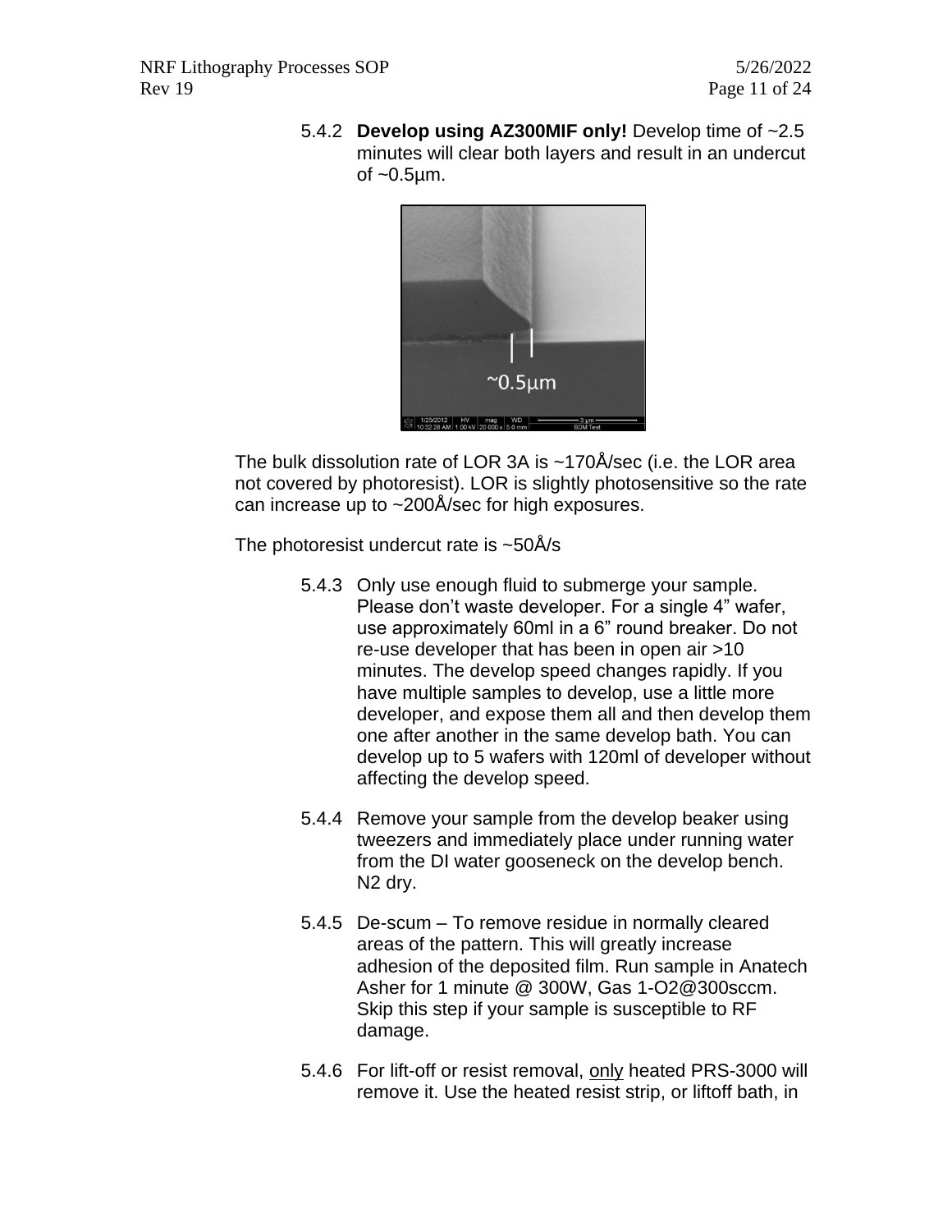5.4.2 **Develop using AZ300MIF only!** Develop time of ~2.5 minutes will clear both layers and result in an undercut of ~0.5µm.

The bulk dissolution rate of LOR 3A is ~170Å/sec (i.e. the LOR area not covered by photoresist). LOR is slightly photosensitive so the rate can increase up to ~200Å/sec for high exposures.

The photoresist undercut rate is ~50Å/s

5.4.3 Only use enough fluid to submerge your sample. Please don't waste developer. For a single 4" wafer, use approximately 60ml in a 6" round breaker. Do not re-use developer that has been in open air >10 minutes. The develop speed changes rapidly. If you have multiple samples to develop, use a little more developer, and expose them all and then develop them one after another in the same develop bath. You can develop up to 5 wafers with 120ml of developer without affecting the develop speed.

5.4.4 Remove your sample from the develop beaker using tweezers and immediately place under running water from the DI water gooseneck on the develop bench. N2 dry.

5.4.5 De-scum – To remove residue in normally cleared areas of the pattern. This will greatly increase adhesion of the deposited film. Run sample in Anatech Asher for 1 minute @ 300W, Gas 1-O2@300sccm. Skip this step if your sample is susceptible to RF damage.

5.4.6 For lift-off or resist removal, <u>only</u> heated PRS-3000 will remove it. Use the heated resist strip, or liftoff bath, in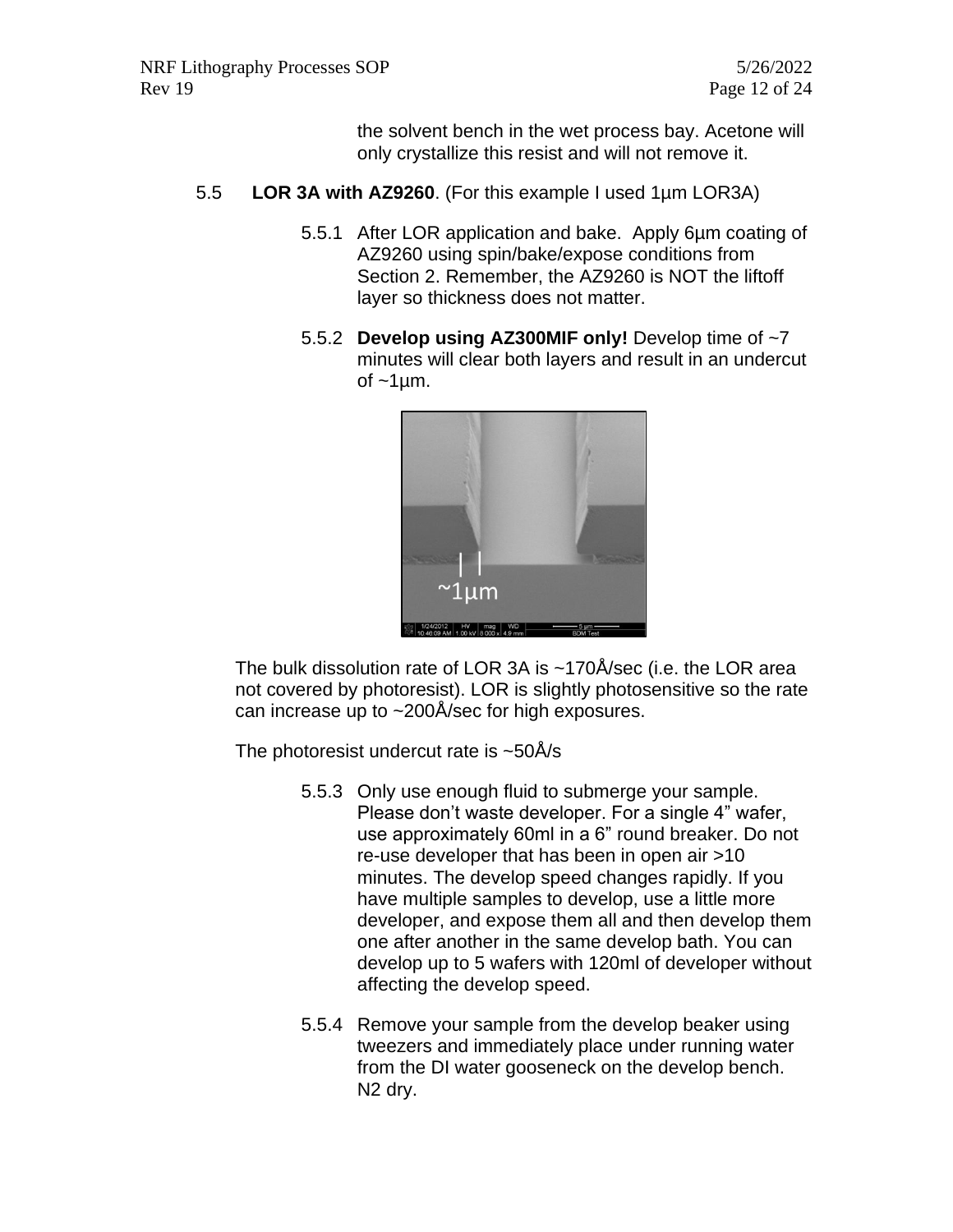the solvent bench in the wet process bay. Acetone will only crystallize this resist and will not remove it.

5.5 **LOR 3A with AZ9260**. (For this example I used 1µm LOR3A)

5.5.1 After LOR application and bake. Apply 6µm coating of AZ9260 using spin/bake/expose conditions from Section 2. Remember, the AZ9260 is NOT the liftoff layer so thickness does not matter.

5.5.2 **Develop using AZ300MIF only!** Develop time of ~7 minutes will clear both layers and result in an undercut of ~1µm.

The bulk dissolution rate of LOR 3A is ~170Å/sec (i.e. the LOR area not covered by photoresist). LOR is slightly photosensitive so the rate can increase up to ~200Å/sec for high exposures.

The photoresist undercut rate is ~50Å/s

5.5.3 Only use enough fluid to submerge your sample. Please don't waste developer. For a single 4" wafer, use approximately 60ml in a 6" round breaker. Do not re-use developer that has been in open air >10 minutes. The develop speed changes rapidly. If you have multiple samples to develop, use a little more developer, and expose them all and then develop them one after another in the same develop bath. You can develop up to 5 wafers with 120ml of developer without affecting the develop speed.

5.5.4 Remove your sample from the develop beaker using tweezers and immediately place under running water from the DI water gooseneck on the develop bench. N2 dry.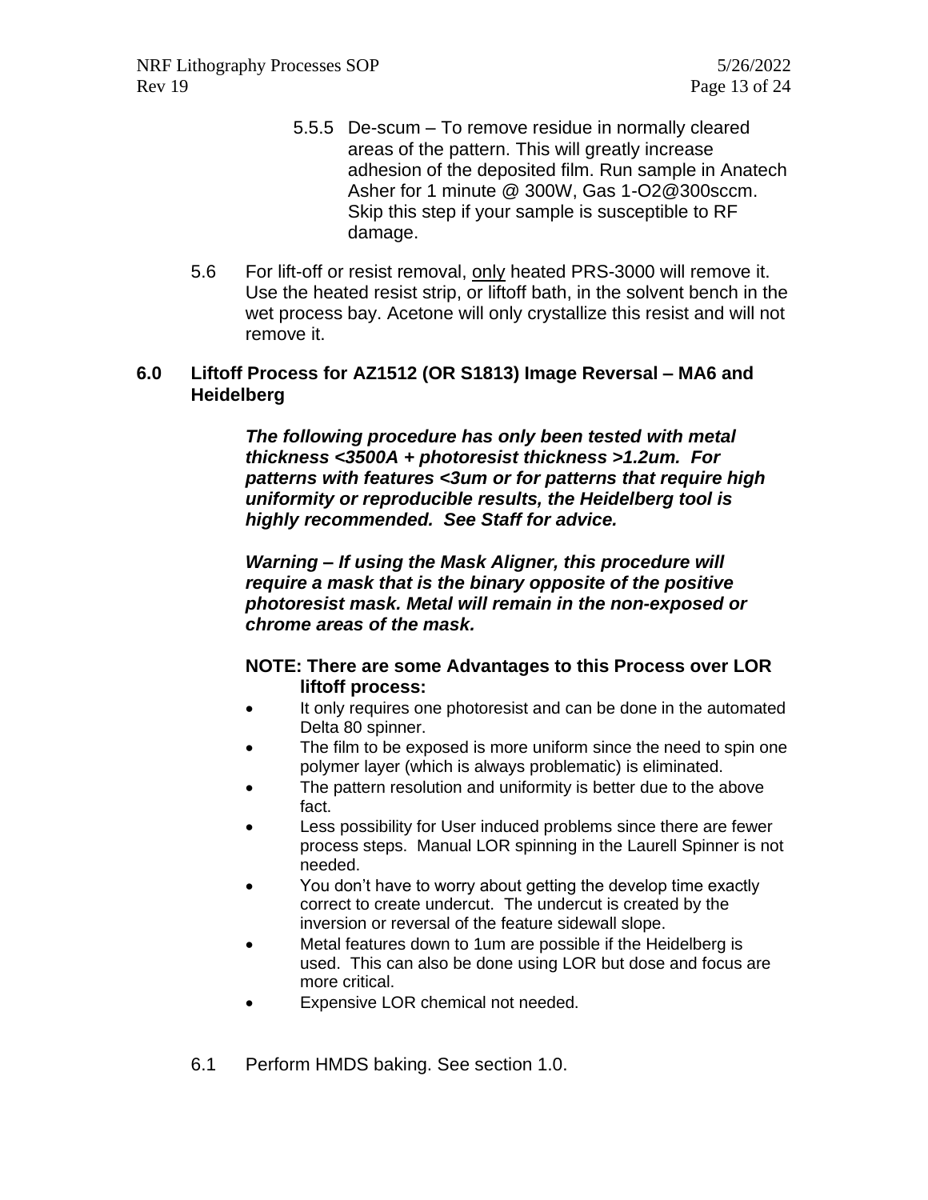5.5.5 De-scum – To remove residue in normally cleared areas of the pattern. This will greatly increase adhesion of the deposited film. Run sample in Anatech Asher for 1 minute @ 300W, Gas 1-O2@300sccm. Skip this step if your sample is susceptible to RF damage.

5.6 For lift-off or resist removal, <u>only</u> heated PRS-3000 will remove it. Use the heated resist strip, or liftoff bath, in the solvent bench in the wet process bay. Acetone will only crystallize this resist and will not remove it.

## 6.0 Liftoff Process for AZ1512 (OR S1813) Image Reversal – MA6 and Heidelberg

***The following procedure has only been tested with metal thickness <3500A + photoresist thickness >1.2um. For patterns with features <3um or for patterns that require high uniformity or reproducible results, the Heidelberg tool is highly recommended. See Staff for advice.***

***Warning – If using the Mask Aligner, this procedure will require a mask that is the binary opposite of the positive photoresist mask. Metal will remain in the non-exposed or chrome areas of the mask.***

**NOTE: There are some Advantages to this Process over LOR liftoff process:**

- It only requires one photoresist and can be done in the automated Delta 80 spinner.
- The film to be exposed is more uniform since the need to spin one polymer layer (which is always problematic) is eliminated.
- The pattern resolution and uniformity is better due to the above fact.
- Less possibility for User induced problems since there are fewer process steps. Manual LOR spinning in the Laurell Spinner is not needed.
- You don't have to worry about getting the develop time exactly correct to create undercut. The undercut is created by the inversion or reversal of the feature sidewall slope.
- Metal features down to 1um are possible if the Heidelberg is used. This can also be done using LOR but dose and focus are more critical.
- Expensive LOR chemical not needed.

6.1 Perform HMDS baking. See section 1.0.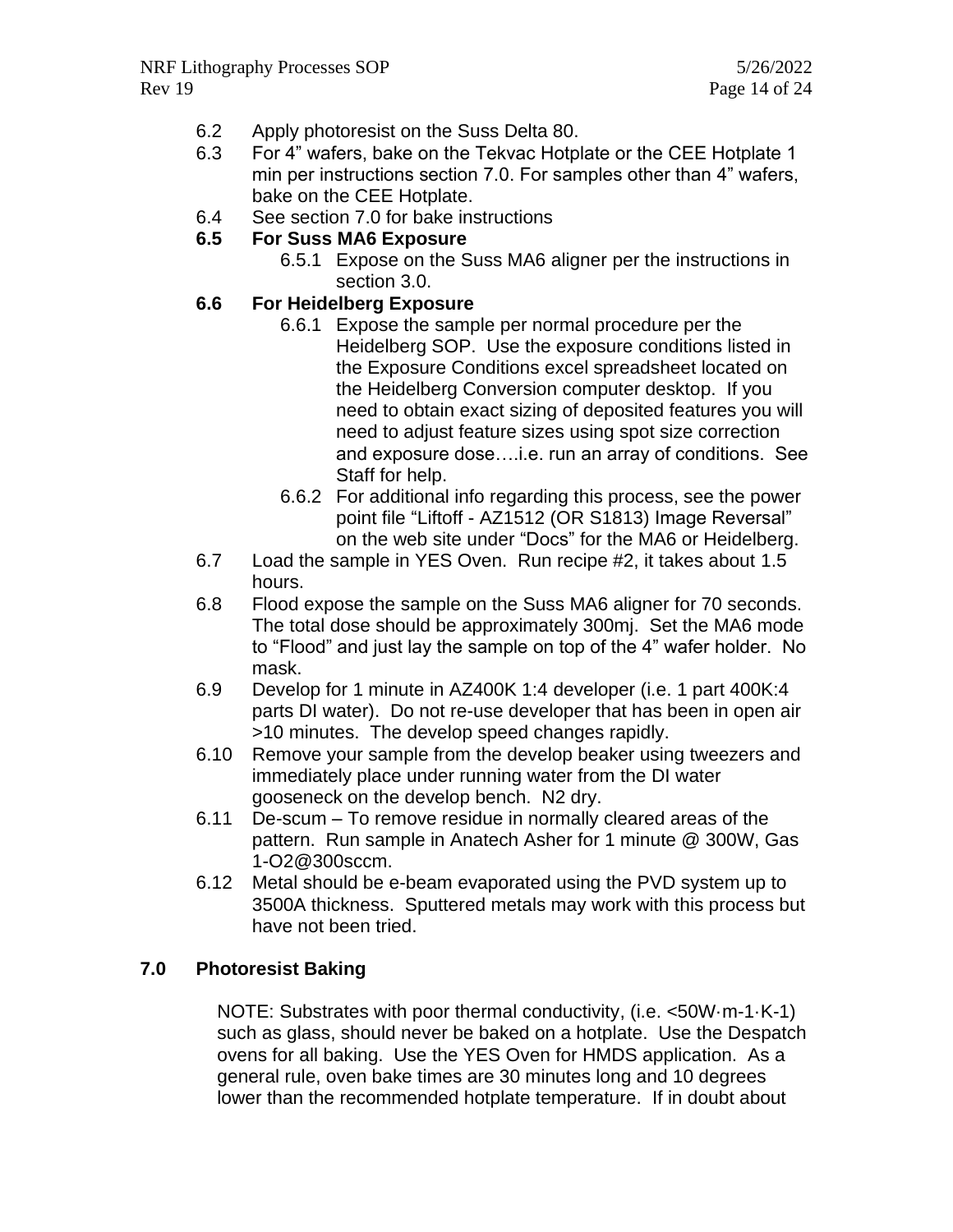6.2 Apply photoresist on the Suss Delta 80.

6.3 For 4" wafers, bake on the Tekvac Hotplate or the CEE Hotplate 1 min per instructions section 7.0. For samples other than 4" wafers, bake on the CEE Hotplate.

6.4 See section 7.0 for bake instructions

**6.5 For Suss MA6 Exposure**

6.5.1 Expose on the Suss MA6 aligner per the instructions in section 3.0.

**6.6 For Heidelberg Exposure**

6.6.1 Expose the sample per normal procedure per the Heidelberg SOP. Use the exposure conditions listed in the Exposure Conditions excel spreadsheet located on the Heidelberg Conversion computer desktop. If you need to obtain exact sizing of deposited features you will need to adjust feature sizes using spot size correction and exposure dose….i.e. run an array of conditions. See Staff for help.

6.6.2 For additional info regarding this process, see the power point file "Liftoff - AZ1512 (OR S1813) Image Reversal" on the web site under "Docs" for the MA6 or Heidelberg.

6.7 Load the sample in YES Oven. Run recipe #2, it takes about 1.5 hours.

6.8 Flood expose the sample on the Suss MA6 aligner for 70 seconds. The total dose should be approximately 300mj. Set the MA6 mode to "Flood" and just lay the sample on top of the 4" wafer holder. No mask.

6.9 Develop for 1 minute in AZ400K 1:4 developer (i.e. 1 part 400K:4 parts DI water). Do not re-use developer that has been in open air >10 minutes. The develop speed changes rapidly.

6.10 Remove your sample from the develop beaker using tweezers and immediately place under running water from the DI water gooseneck on the develop bench. N2 dry.

6.11 De-scum – To remove residue in normally cleared areas of the pattern. Run sample in Anatech Asher for 1 minute @ 300W, Gas 1-O2@300sccm.

6.12 Metal should be e-beam evaporated using the PVD system up to 3500A thickness. Sputtered metals may work with this process but have not been tried.

## 7.0 Photoresist Baking

NOTE: Substrates with poor thermal conductivity, (i.e. <50W·m-1·K-1) such as glass, should never be baked on a hotplate. Use the Despatch ovens for all baking. Use the YES Oven for HMDS application. As a general rule, oven bake times are 30 minutes long and 10 degrees lower than the recommended hotplate temperature. If in doubt about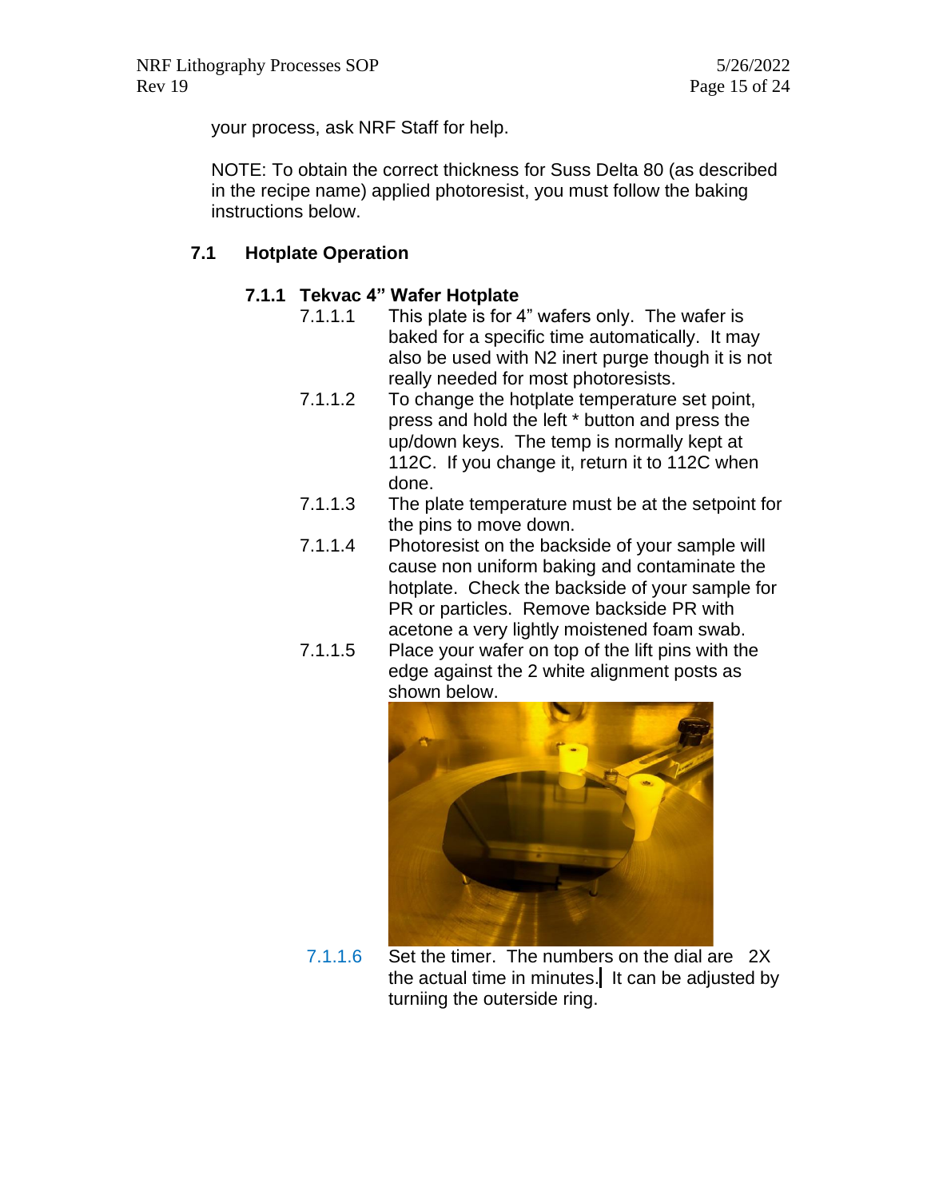your process, ask NRF Staff for help.

NOTE: To obtain the correct thickness for Suss Delta 80 (as described in the recipe name) applied photoresist, you must follow the baking instructions below.

## 7.1 Hotplate Operation

### 7.1.1 Tekvac 4" Wafer Hotplate

- 7.1.1.1 This plate is for 4" wafers only. The wafer is baked for a specific time automatically. It may also be used with N2 inert purge though it is not really needed for most photoresists.
- 7.1.1.2 To change the hotplate temperature set point, press and hold the left * button and press the up/down keys. The temp is normally kept at 112C. If you change it, return it to 112C when done.
- 7.1.1.3 The plate temperature must be at the setpoint for the pins to move down.
- 7.1.1.4 Photoresist on the backside of your sample will cause non uniform baking and contaminate the hotplate. Check the backside of your sample for PR or particles. Remove backside PR with acetone a very lightly moistened foam swab.
- 7.1.1.5 Place your wafer on top of the lift pins with the edge against the 2 white alignment posts as shown below.
- 7.1.1.6 Set the timer. The numbers on the dial are 2X the actual time in minutes. It can be adjusted by turniing the outerside ring.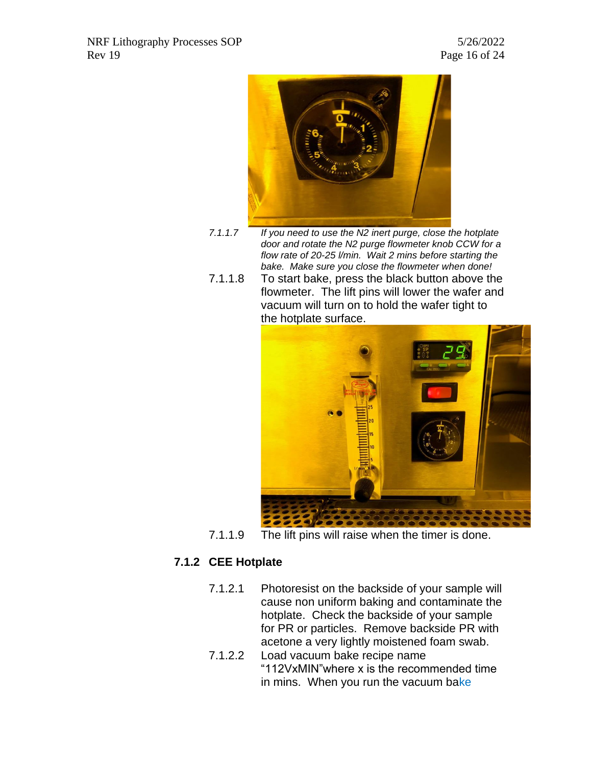7.1.1.7 *If you need to use the N2 inert purge, close the hotplate door and rotate the N2 purge flowmeter knob CCW for a flow rate of 20-25 l/min. Wait 2 mins before starting the bake. Make sure you close the flowmeter when done!*

7.1.1.8 To start bake, press the black button above the flowmeter. The lift pins will lower the wafer and vacuum will turn on to hold the wafer tight to the hotplate surface.

7.1.1.9 The lift pins will raise when the timer is done.

### 7.1.2 CEE Hotplate

7.1.2.1 Photoresist on the backside of your sample will cause non uniform baking and contaminate the hotplate. Check the backside of your sample for PR or particles. Remove backside PR with acetone a very lightly moistened foam swab.

7.1.2.2 Load vacuum bake recipe name "112VxMIN"where x is the recommended time in mins. When you run the vacuum bake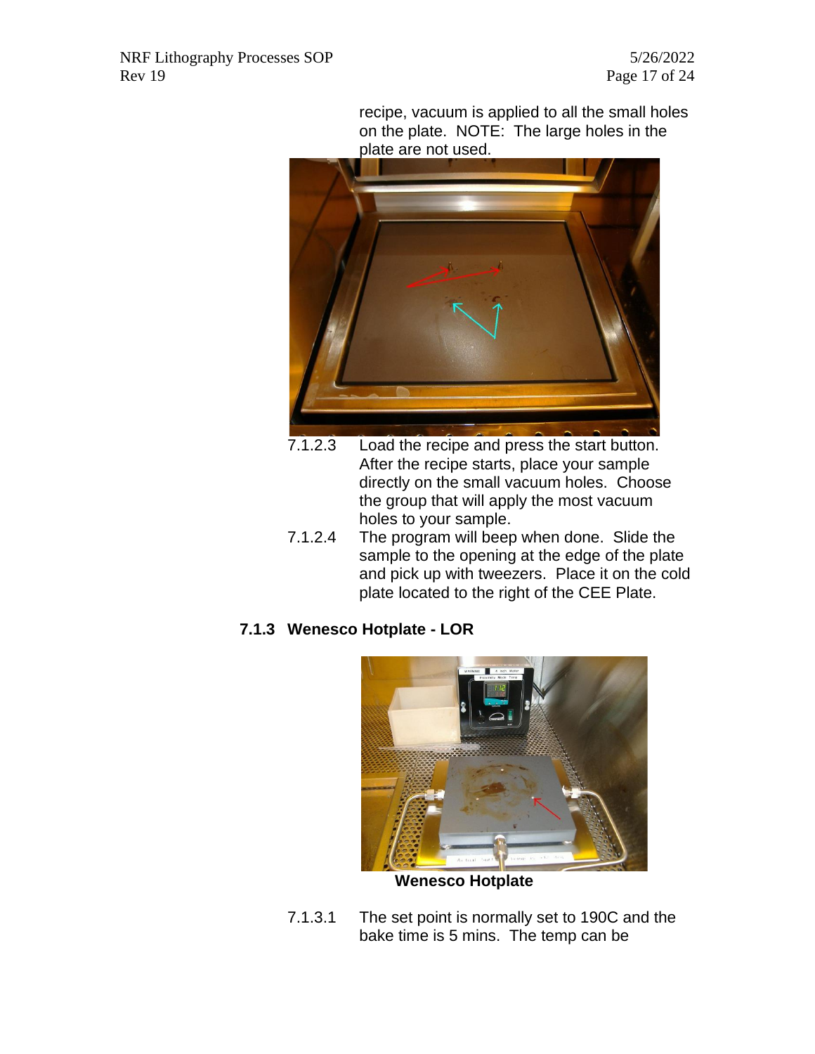recipe, vacuum is applied to all the small holes on the plate. NOTE: The large holes in the plate are not used.

7.1.2.3 Load the recipe and press the start button. After the recipe starts, place your sample directly on the small vacuum holes. Choose the group that will apply the most vacuum holes to your sample.

7.1.2.4 The program will beep when done. Slide the sample to the opening at the edge of the plate and pick up with tweezers. Place it on the cold plate located to the right of the CEE Plate.

### 7.1.3 Wenesco Hotplate - LOR

**Wenesco Hotplate**

7.1.3.1 The set point is normally set to 190C and the bake time is 5 mins. The temp can be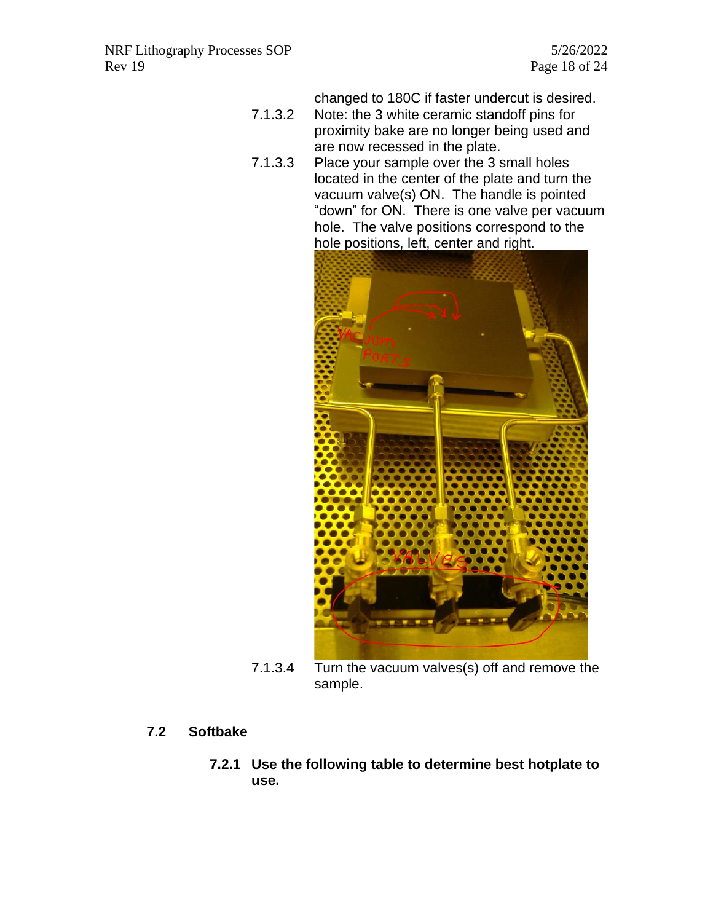changed to 180C if faster undercut is desired.

7.1.3.2 Note: the 3 white ceramic standoff pins for proximity bake are no longer being used and are now recessed in the plate.

7.1.3.3 Place your sample over the 3 small holes located in the center of the plate and turn the vacuum valve(s) ON. The handle is pointed “down” for ON. There is one valve per vacuum hole. The valve positions correspond to the hole positions, left, center and right.

7.1.3.4 Turn the vacuum valves(s) off and remove the sample.

## 7.2 Softbake

### 7.2.1 Use the following table to determine best hotplate to use.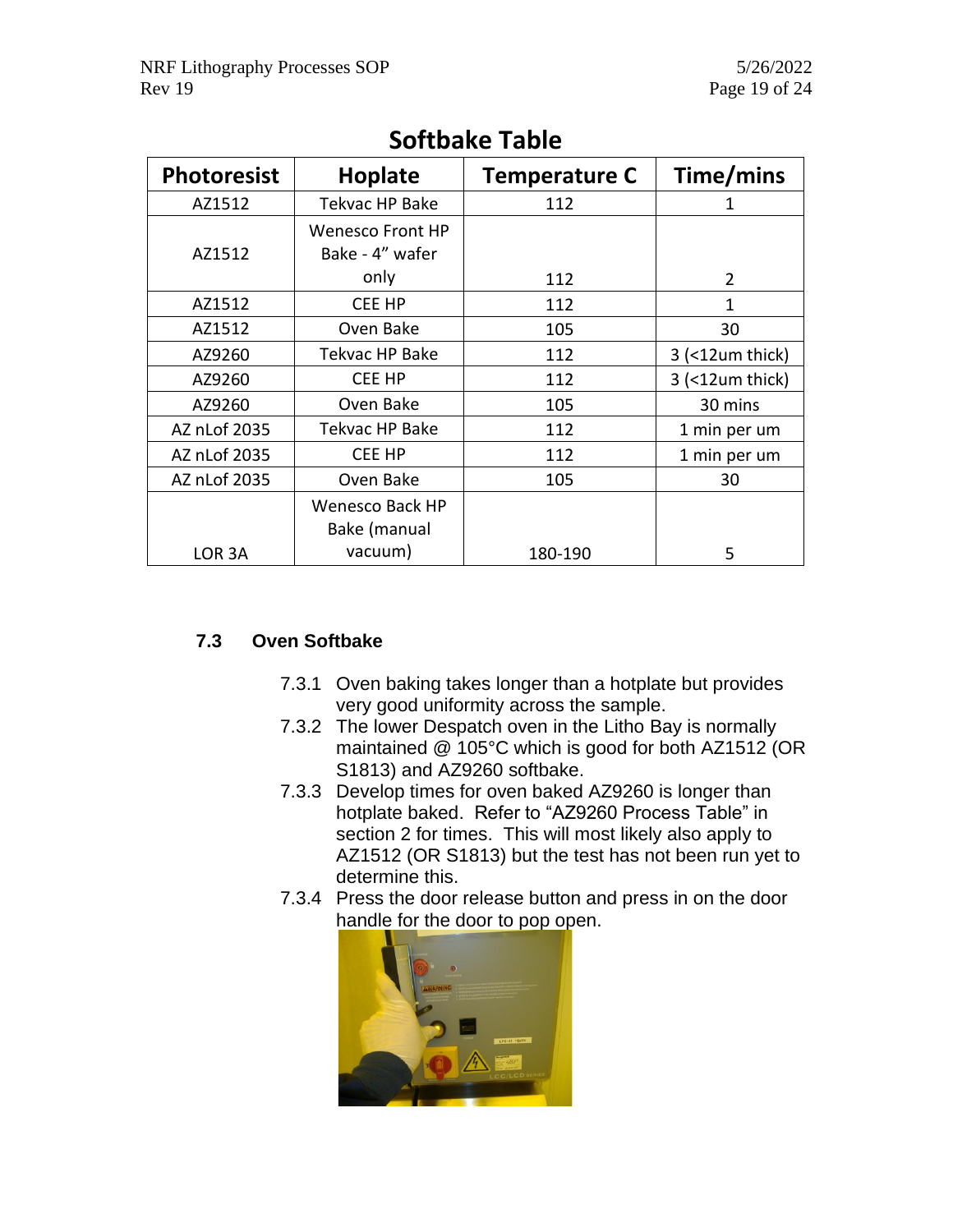## Softbake Table

| Photoresist | Hoplate | Temperature C | Time/mins |
|---|---|---|---|
| AZ1512 | Tekvac HP Bake | 112 | 1 |
| AZ1512 | Wenesco Front HP Bake - 4" wafer only | 112 | 2 |
| AZ1512 | CEE HP | 112 | 1 |
| AZ1512 | Oven Bake | 105 | 30 |
| AZ9260 | Tekvac HP Bake | 112 | 3 (<12um thick) |
| AZ9260 | CEE HP | 112 | 3 (<12um thick) |
| AZ9260 | Oven Bake | 105 | 30 mins |
| AZ nLof 2035 | Tekvac HP Bake | 112 | 1 min per um |
| AZ nLof 2035 | CEE HP | 112 | 1 min per um |
| AZ nLof 2035 | Oven Bake | 105 | 30 |
| LOR 3A | Wenesco Back HP Bake (manual vacuum) | 180-190 | 5 |

### 7.3 Oven Softbake

7.3.1 Oven baking takes longer than a hotplate but provides very good uniformity across the sample.

7.3.2 The lower Despatch oven in the Litho Bay is normally maintained @ 105°C which is good for both AZ1512 (OR S1813) and AZ9260 softbake.

7.3.3 Develop times for oven baked AZ9260 is longer than hotplate baked. Refer to "AZ9260 Process Table" in section 2 for times. This will most likely also apply to AZ1512 (OR S1813) but the test has not been run yet to determine this.

7.3.4 Press the door release button and press in on the door handle for the door to pop open.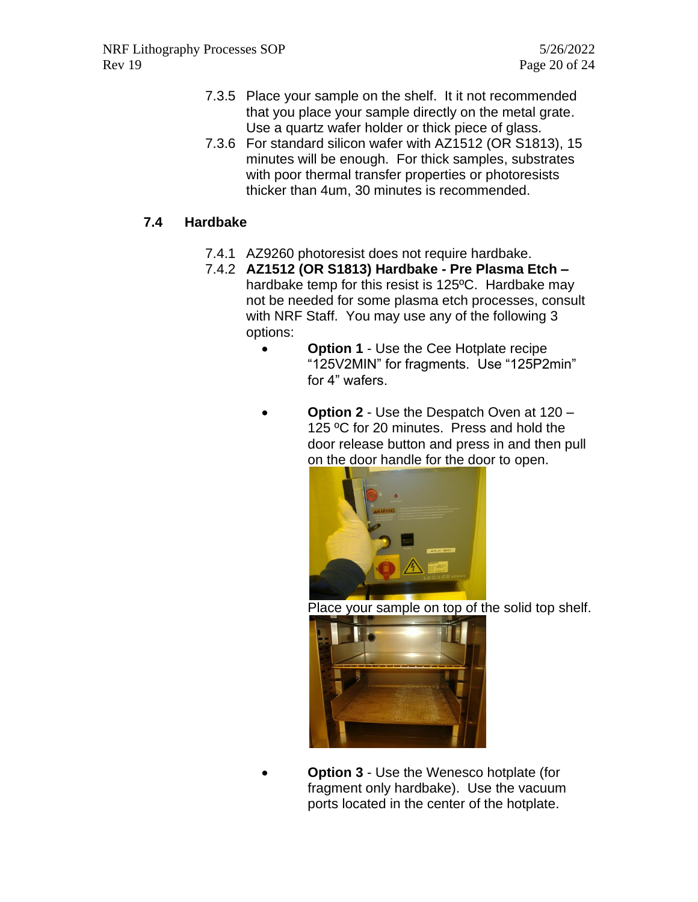7.3.5 Place your sample on the shelf. It it not recommended that you place your sample directly on the metal grate. Use a quartz wafer holder or thick piece of glass.

7.3.6 For standard silicon wafer with AZ1512 (OR S1813), 15 minutes will be enough. For thick samples, substrates with poor thermal transfer properties or photoresists thicker than 4um, 30 minutes is recommended.

### 7.4 Hardbake

7.4.1 AZ9260 photoresist does not require hardbake.

7.4.2 **AZ1512 (OR S1813) Hardbake - Pre Plasma Etch –** hardbake temp for this resist is 125ºC. Hardbake may not be needed for some plasma etch processes, consult with NRF Staff. You may use any of the following 3 options:

- **Option 1** - Use the Cee Hotplate recipe "125V2MIN" for fragments. Use "125P2min" for 4" wafers.

- **Option 2** - Use the Despatch Oven at 120 – 125 ºC for 20 minutes. Press and hold the door release button and press in and then pull on the door handle for the door to open.

  Place your sample on top of the solid top shelf.

- **Option 3** - Use the Wenesco hotplate (for fragment only hardbake). Use the vacuum ports located in the center of the hotplate.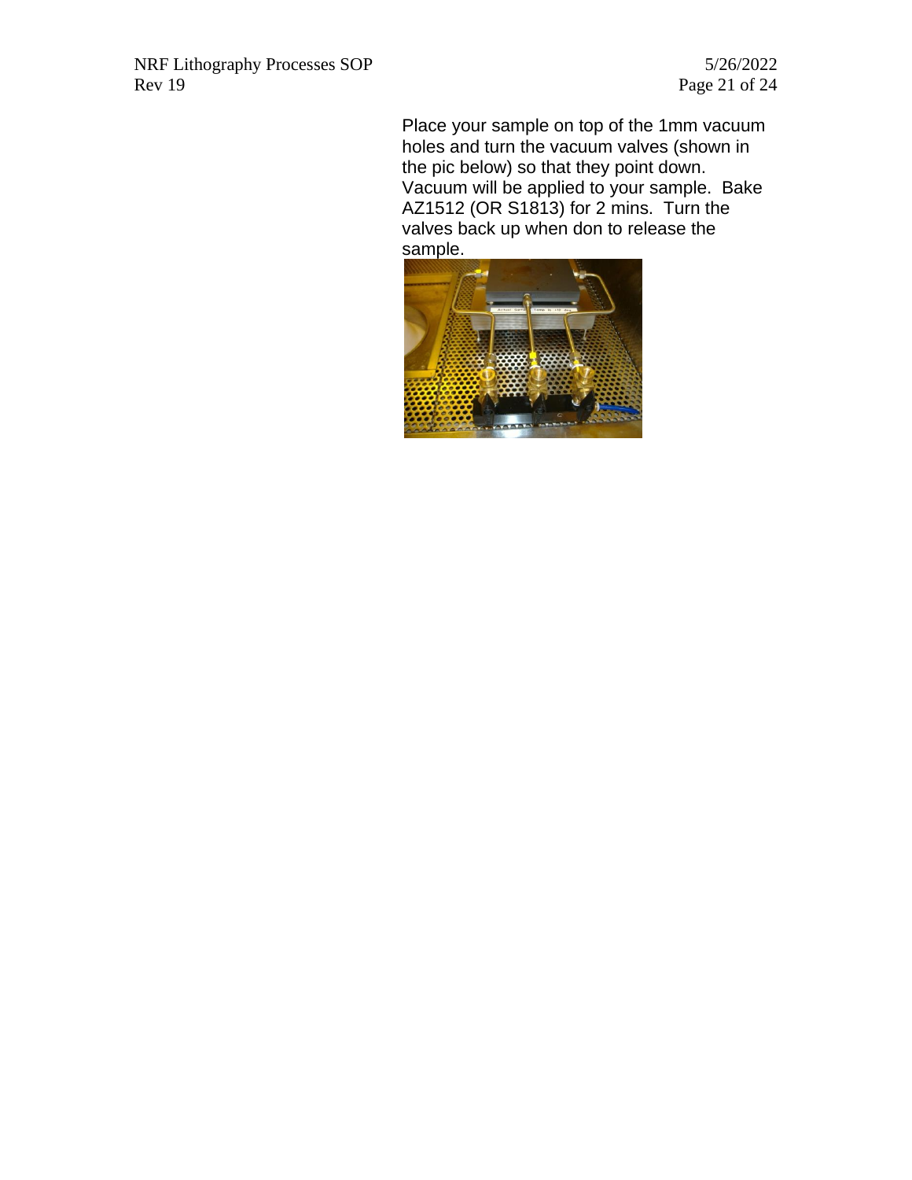Place your sample on top of the 1mm vacuum holes and turn the vacuum valves (shown in the pic below) so that they point down. Vacuum will be applied to your sample. Bake AZ1512 (OR S1813) for 2 mins. Turn the valves back up when don to release the sample.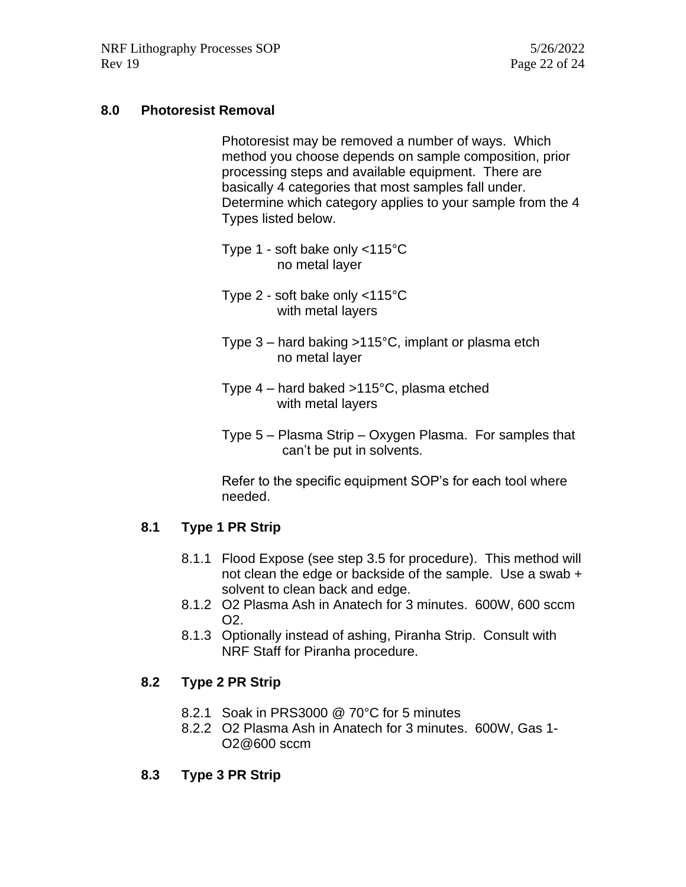## 8.0 Photoresist Removal

Photoresist may be removed a number of ways. Which method you choose depends on sample composition, prior processing steps and available equipment. There are basically 4 categories that most samples fall under. Determine which category applies to your sample from the 4 Types listed below.

Type 1 - soft bake only <115°C
no metal layer

Type 2 - soft bake only <115°C
with metal layers

Type 3 – hard baking >115°C, implant or plasma etch
no metal layer

Type 4 – hard baked >115°C, plasma etched
with metal layers

Type 5 – Plasma Strip – Oxygen Plasma. For samples that can't be put in solvents.

Refer to the specific equipment SOP's for each tool where needed.

### 8.1 Type 1 PR Strip

- 8.1.1 Flood Expose (see step 3.5 for procedure). This method will not clean the edge or backside of the sample. Use a swab + solvent to clean back and edge.
- 8.1.2 O2 Plasma Ash in Anatech for 3 minutes. 600W, 600 sccm O2.
- 8.1.3 Optionally instead of ashing, Piranha Strip. Consult with NRF Staff for Piranha procedure.

### 8.2 Type 2 PR Strip

- 8.2.1 Soak in PRS3000 @ 70°C for 5 minutes
- 8.2.2 O2 Plasma Ash in Anatech for 3 minutes. 600W, Gas 1-O2@600 sccm

### 8.3 Type 3 PR Strip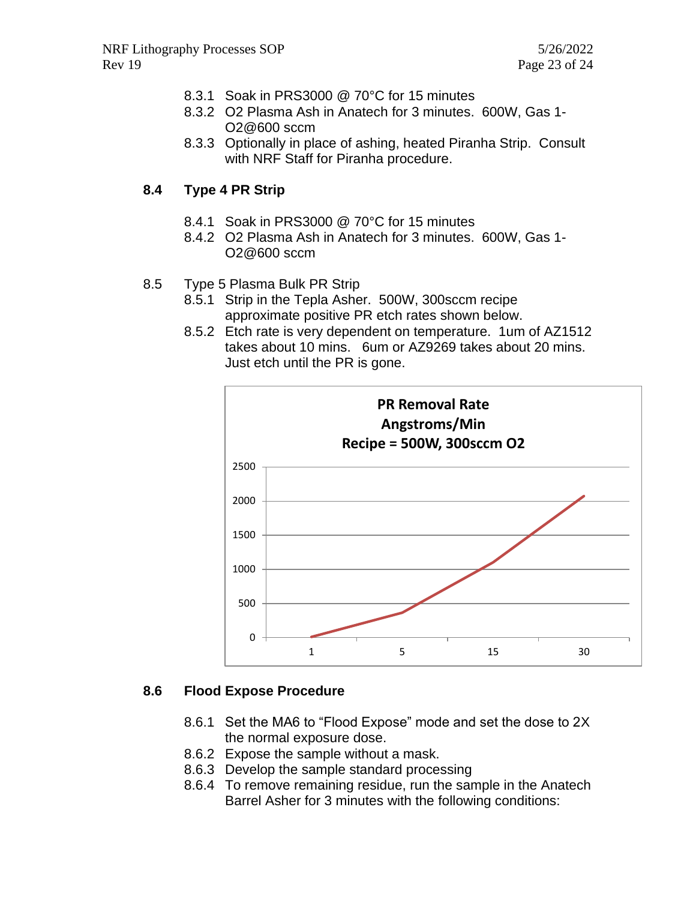8.3.1 Soak in PRS3000 @ 70°C for 15 minutes

8.3.2 $O_2$ Plasma Ash in Anatech for 3 minutes. 600W, Gas 1-$O_2$@600 sccm

8.3.3 Optionally in place of ashing, heated Piranha Strip. Consult with NRF Staff for Piranha procedure.

## 8.4 Type 4 PR Strip

8.4.1 Soak in PRS3000 @ 70°C for 15 minutes

8.4.2 $O_2$ Plasma Ash in Anatech for 3 minutes. 600W, Gas 1-$O_2$@600 sccm

8.5 Type 5 Plasma Bulk PR Strip

8.5.1 Strip in the Tepla Asher. 500W, 300sccm recipe approximate positive PR etch rates shown below.

8.5.2 Etch rate is very dependent on temperature. 1um of AZ1512 takes about 10 mins. 6um or AZ9269 takes about 20 mins. Just etch until the PR is gone.

**PR Removal Rate**
**Angstroms/Min**
**Recipe = 500W, 300sccm O2**

## 8.6 Flood Expose Procedure

8.6.1 Set the MA6 to "Flood Expose" mode and set the dose to 2X the normal exposure dose.

8.6.2 Expose the sample without a mask.

8.6.3 Develop the sample standard processing

8.6.4 To remove remaining residue, run the sample in the Anatech Barrel Asher for 3 minutes with the following conditions: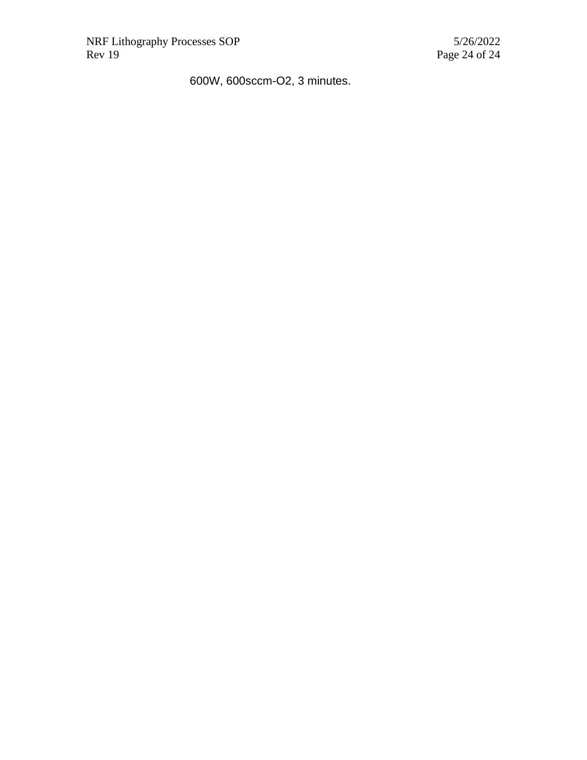600W, 600sccm-$O_2$, 3 minutes.